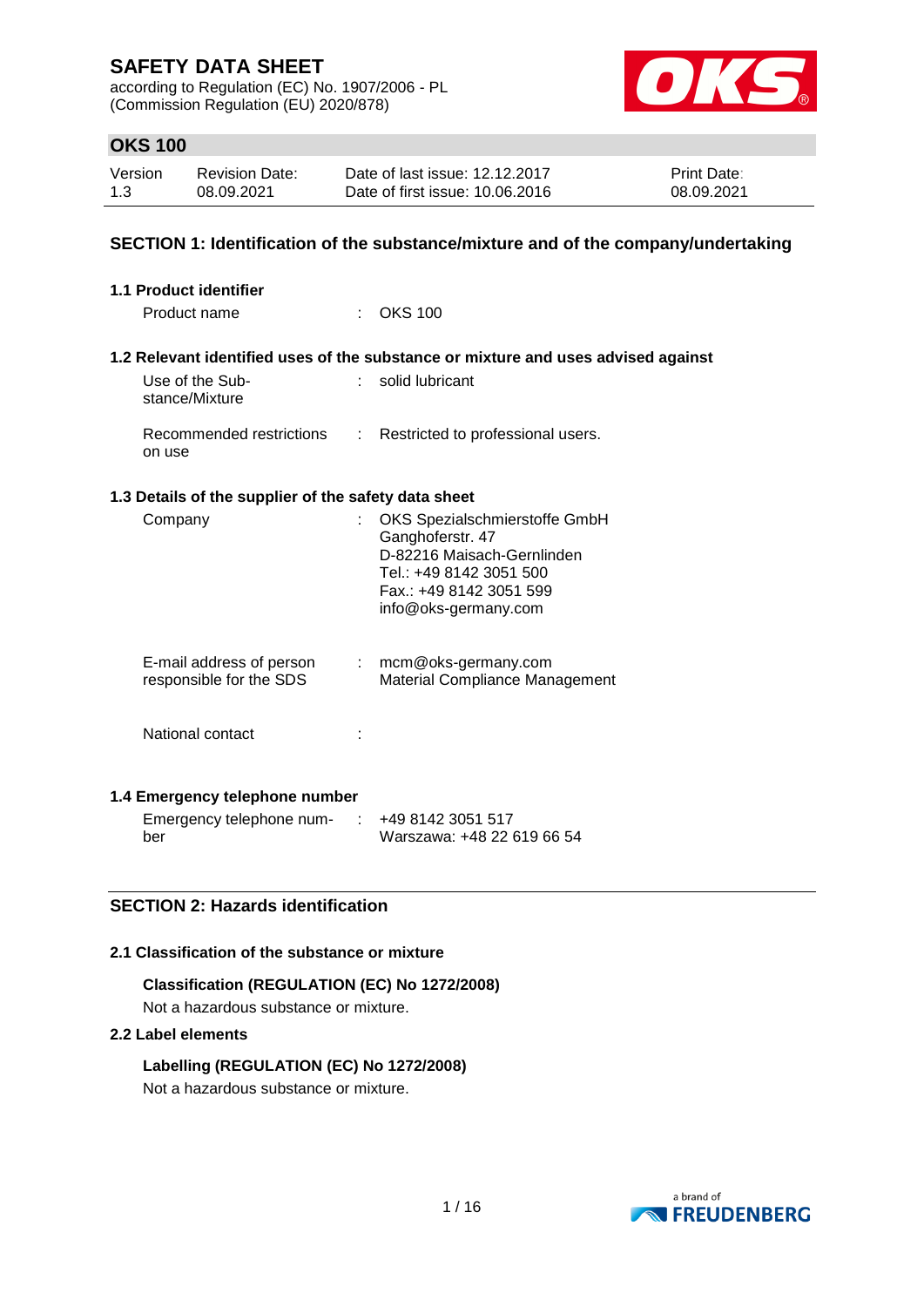# SAFETY DATA SHEET

according to Regulation (EC) No. 1907/2006 - PL
(Commission Regulation (EU) 2020/878)

## OKS 100

| Version | Revision Date: | Date of last issue: 12.12.2017 | Print Date: |
|---|---|---|---|
| 1.3 | 08.09.2021 | Date of first issue: 10.06.2016 | 08.09.2021 |

## SECTION 1: Identification of the substance/mixture and of the company/undertaking

### 1.1 Product identifier

Product name : OKS 100

### 1.2 Relevant identified uses of the substance or mixture and uses advised against

Use of the Substance/Mixture : solid lubricant

Recommended restrictions on use : Restricted to professional users.

### 1.3 Details of the supplier of the safety data sheet

Company : OKS Spezialschmierstoffe GmbH
Ganghoferstr. 47
D-82216 Maisach-Gernlinden
Tel.: +49 8142 3051 500
Fax.: +49 8142 3051 599
info@oks-germany.com

E-mail address of person responsible for the SDS : mcm@oks-germany.com
Material Compliance Management

National contact :

### 1.4 Emergency telephone number

Emergency telephone number : +49 8142 3051 517
Warszawa: +48 22 619 66 54

## SECTION 2: Hazards identification

### 2.1 Classification of the substance or mixture

**Classification (REGULATION (EC) No 1272/2008)**

Not a hazardous substance or mixture.

### 2.2 Label elements

**Labelling (REGULATION (EC) No 1272/2008)**

Not a hazardous substance or mixture.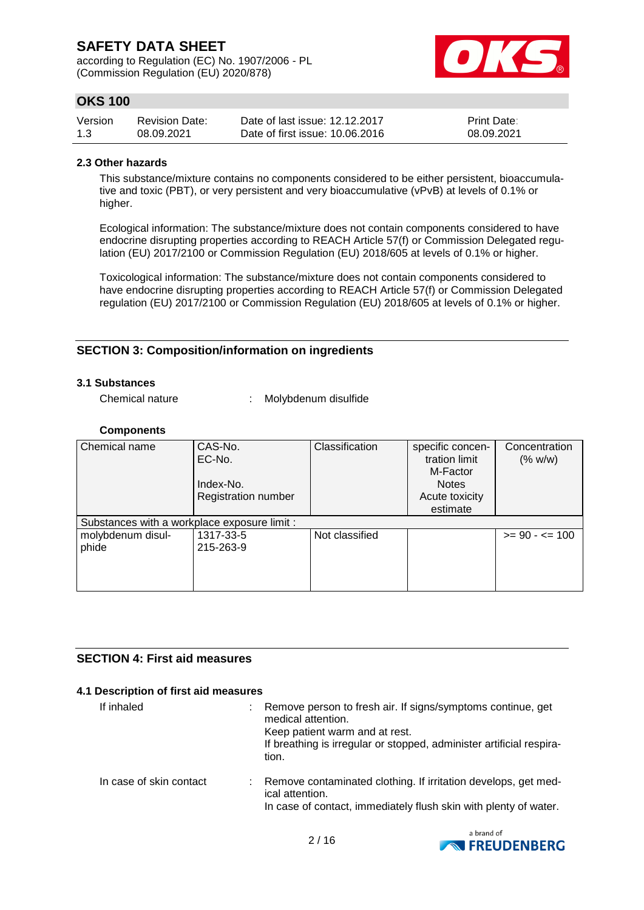### 2.3 Other hazards

This substance/mixture contains no components considered to be either persistent, bioaccumulative and toxic (PBT), or very persistent and very bioaccumulative (vPvB) at levels of 0.1% or higher.

Ecological information: The substance/mixture does not contain components considered to have endocrine disrupting properties according to REACH Article 57(f) or Commission Delegated regulation (EU) 2017/2100 or Commission Regulation (EU) 2018/605 at levels of 0.1% or higher.

Toxicological information: The substance/mixture does not contain components considered to have endocrine disrupting properties according to REACH Article 57(f) or Commission Delegated regulation (EU) 2017/2100 or Commission Regulation (EU) 2018/605 at levels of 0.1% or higher.

## SECTION 3: Composition/information on ingredients

### 3.1 Substances

Chemical nature : Molybdenum disulfide

**Components**

| Chemical name | CAS-No.<br>EC-No.<br><br>Index-No.<br>Registration number | Classification | specific concentration limit<br>M-Factor<br>Notes<br>Acute toxicity estimate | Concentration (% w/w) |
|---|---|---|---|---|
| Substances with a workplace exposure limit : | | | | |
| molybdenum disulphide | 1317-33-5<br>215-263-9 | Not classified | | >= 90 - <= 100 |

## SECTION 4: First aid measures

### 4.1 Description of first aid measures

If inhaled : Remove person to fresh air. If signs/symptoms continue, get medical attention.
Keep patient warm and at rest.
If breathing is irregular or stopped, administer artificial respiration.

In case of skin contact : Remove contaminated clothing. If irritation develops, get medical attention.
In case of contact, immediately flush skin with plenty of water.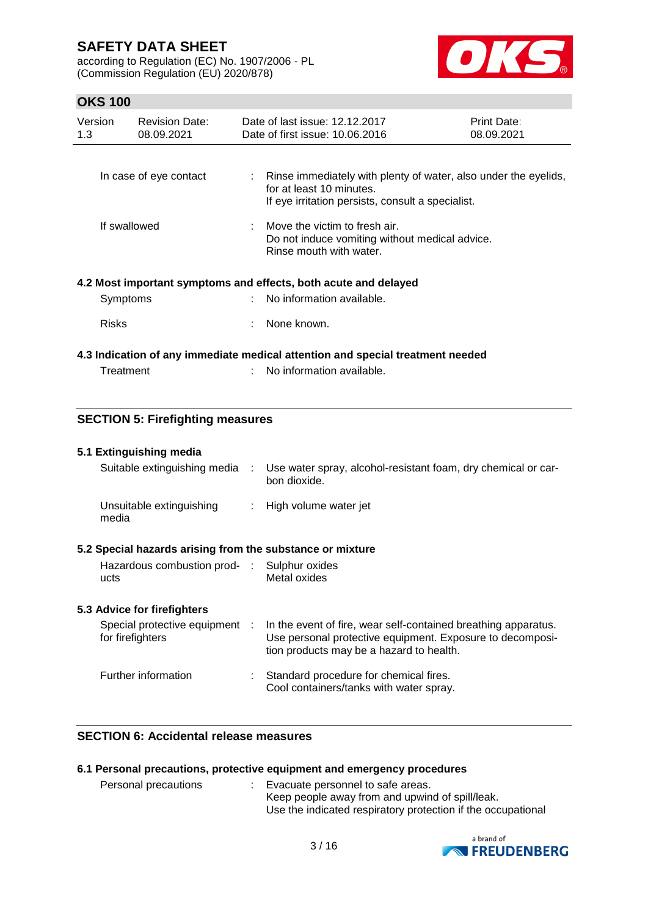| | | |
|---|---|---|
| In case of eye contact | : | Rinse immediately with plenty of water, also under the eyelids, for at least 10 minutes.<br>If eye irritation persists, consult a specialist. |
| If swallowed | : | Move the victim to fresh air.<br>Do not induce vomiting without medical advice.<br>Rinse mouth with water. |

### 4.2 Most important symptoms and effects, both acute and delayed

| | | |
|---|---|---|
| Symptoms | : | No information available. |
| Risks | : | None known. |

### 4.3 Indication of any immediate medical attention and special treatment needed

| | | |
|---|---|---|
| Treatment | : | No information available. |

## SECTION 5: Firefighting measures

### 5.1 Extinguishing media

| | | |
|---|---|---|
| Suitable extinguishing media | : | Use water spray, alcohol-resistant foam, dry chemical or carbon dioxide. |
| Unsuitable extinguishing media | : | High volume water jet |

### 5.2 Special hazards arising from the substance or mixture

| | | |
|---|---|---|
| Hazardous combustion products | : | Sulphur oxides<br>Metal oxides |

### 5.3 Advice for firefighters

| | | |
|---|---|---|
| Special protective equipment for firefighters | : | In the event of fire, wear self-contained breathing apparatus. Use personal protective equipment. Exposure to decomposition products may be a hazard to health. |
| Further information | : | Standard procedure for chemical fires.<br>Cool containers/tanks with water spray. |

## SECTION 6: Accidental release measures

### 6.1 Personal precautions, protective equipment and emergency procedures

| | | |
|---|---|---|
| Personal precautions | : | Evacuate personnel to safe areas.<br>Keep people away from and upwind of spill/leak.<br>Use the indicated respiratory protection if the occupational |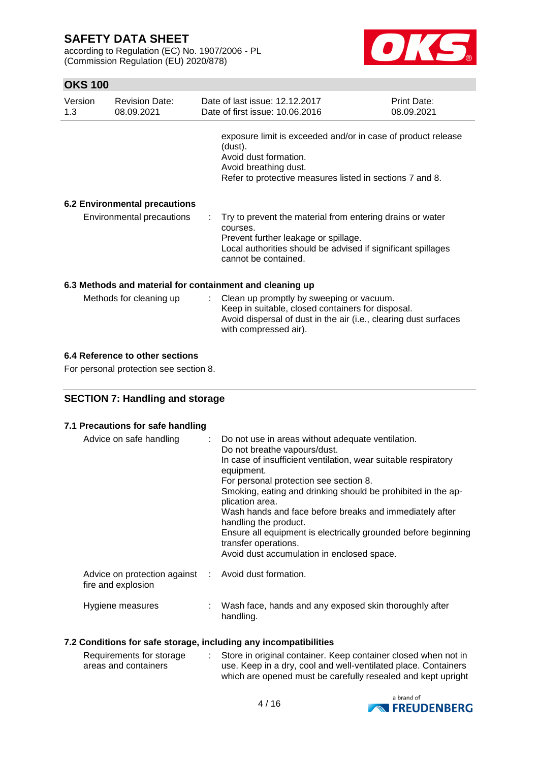exposure limit is exceeded and/or in case of product release (dust).
Avoid dust formation.
Avoid breathing dust.
Refer to protective measures listed in sections 7 and 8.

### 6.2 Environmental precautions

| | | |
|---|---|---|
| Environmental precautions | : | Try to prevent the material from entering drains or water courses.<br>Prevent further leakage or spillage.<br>Local authorities should be advised if significant spillages cannot be contained. |

### 6.3 Methods and material for containment and cleaning up

| | | |
|---|---|---|
| Methods for cleaning up | : | Clean up promptly by sweeping or vacuum.<br>Keep in suitable, closed containers for disposal.<br>Avoid dispersal of dust in the air (i.e., clearing dust surfaces with compressed air). |

### 6.4 Reference to other sections

For personal protection see section 8.

## SECTION 7: Handling and storage

### 7.1 Precautions for safe handling

| | | |
|---|---|---|
| Advice on safe handling | : | Do not use in areas without adequate ventilation.<br>Do not breathe vapours/dust.<br>In case of insufficient ventilation, wear suitable respiratory equipment.<br>For personal protection see section 8.<br>Smoking, eating and drinking should be prohibited in the application area.<br>Wash hands and face before breaks and immediately after handling the product.<br>Ensure all equipment is electrically grounded before beginning transfer operations.<br>Avoid dust accumulation in enclosed space. |
| Advice on protection against fire and explosion | : | Avoid dust formation. |
| Hygiene measures | : | Wash face, hands and any exposed skin thoroughly after handling. |

### 7.2 Conditions for safe storage, including any incompatibilities

| | | |
|---|---|---|
| Requirements for storage areas and containers | : | Store in original container. Keep container closed when not in use. Keep in a dry, cool and well-ventilated place. Containers which are opened must be carefully resealed and kept upright |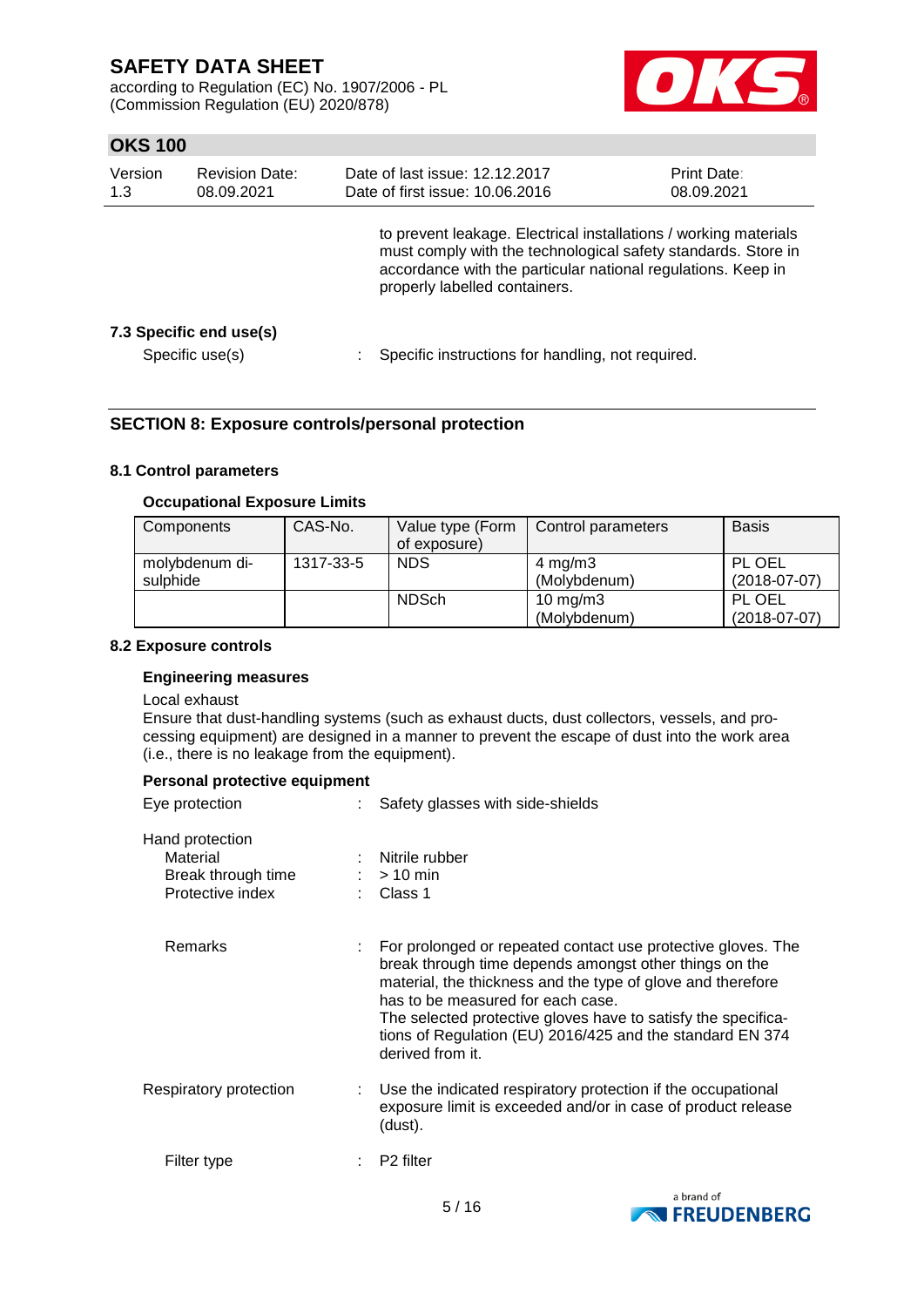to prevent leakage. Electrical installations / working materials must comply with the technological safety standards. Store in accordance with the particular national regulations. Keep in properly labelled containers.

**7.3 Specific end use(s)**

Specific use(s) : Specific instructions for handling, not required.

## SECTION 8: Exposure controls/personal protection

### 8.1 Control parameters

**Occupational Exposure Limits**

| Components | CAS-No. | Value type (Form of exposure) | Control parameters | Basis |
|---|---|---|---|---|
| molybdenum di-sulphide | 1317-33-5 | NDS | 4 mg/m3 (Molybdenum) | PL OEL (2018-07-07) |
| | | NDSch | 10 mg/m3 (Molybdenum) | PL OEL (2018-07-07) |

### 8.2 Exposure controls

**Engineering measures**

Local exhaust
Ensure that dust-handling systems (such as exhaust ducts, dust collectors, vessels, and processing equipment) are designed in a manner to prevent the escape of dust into the work area (i.e., there is no leakage from the equipment).

**Personal protective equipment**

Eye protection : Safety glasses with side-shields

Hand protection
- Material : Nitrile rubber
- Break through time : > 10 min
- Protective index : Class 1

Remarks : For prolonged or repeated contact use protective gloves. The break through time depends amongst other things on the material, the thickness and the type of glove and therefore has to be measured for each case.
The selected protective gloves have to satisfy the specifications of Regulation (EU) 2016/425 and the standard EN 374 derived from it.

Respiratory protection : Use the indicated respiratory protection if the occupational exposure limit is exceeded and/or in case of product release (dust).

Filter type : P2 filter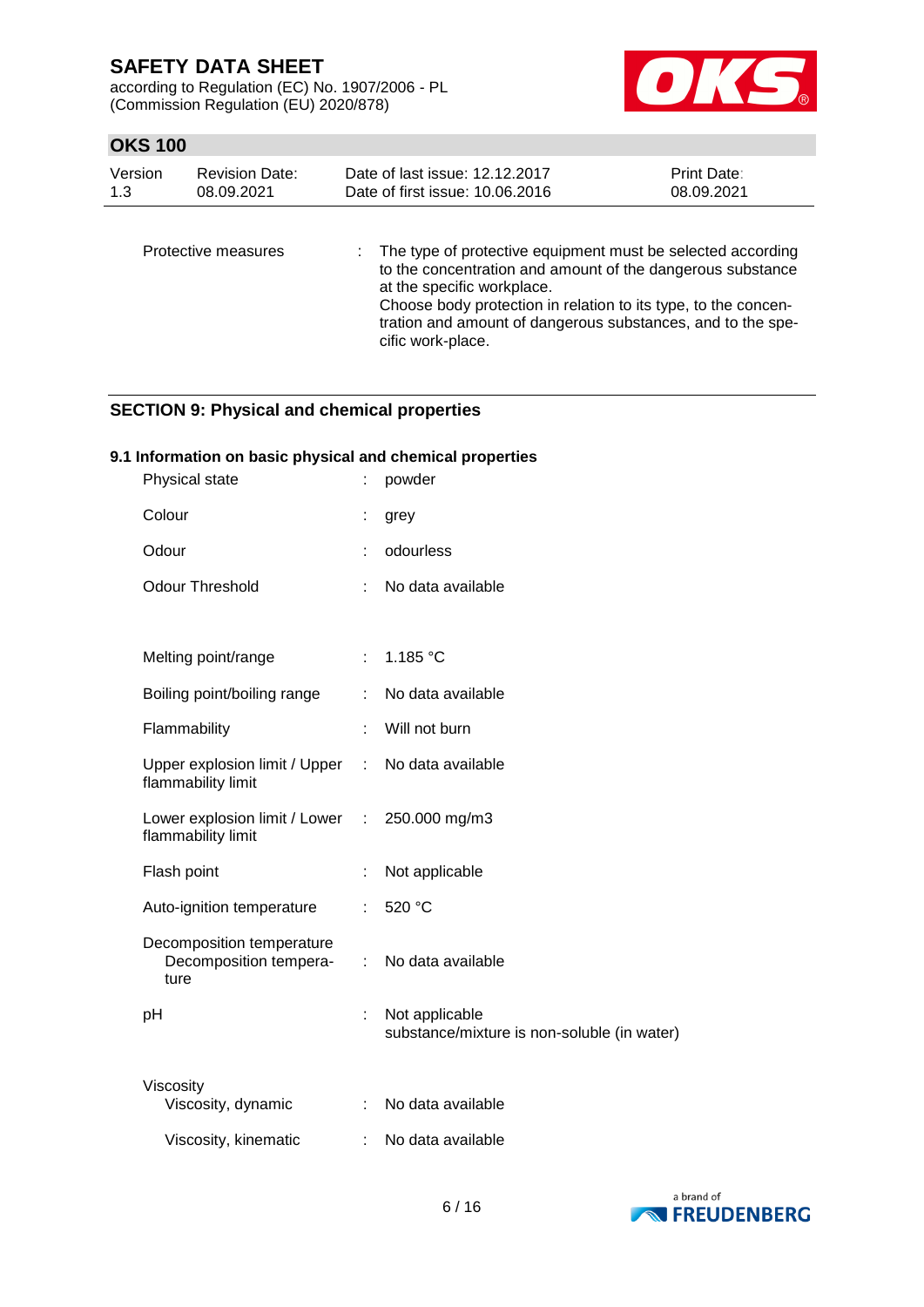| | | |
|---|---|---|
| Protective measures | : | The type of protective equipment must be selected according to the concentration and amount of the dangerous substance at the specific workplace.<br>Choose body protection in relation to its type, to the concentration and amount of dangerous substances, and to the specific work-place. |

## SECTION 9: Physical and chemical properties

### 9.1 Information on basic physical and chemical properties

| | | |
|---|---|---|
| Physical state | : | powder |
| Colour | : | grey |
| Odour | : | odourless |
| Odour Threshold | : | No data available |
| Melting point/range | : | 1.185 °C |
| Boiling point/boiling range | : | No data available |
| Flammability | : | Will not burn |
| Upper explosion limit / Upper flammability limit | : | No data available |
| Lower explosion limit / Lower flammability limit | : | 250.000 mg/m3 |
| Flash point | : | Not applicable |
| Auto-ignition temperature | : | 520 °C |
| Decomposition temperature<br>Decomposition temperature | : | No data available |
| pH | : | Not applicable<br>substance/mixture is non-soluble (in water) |
| Viscosity<br>Viscosity, dynamic | : | No data available |
| Viscosity, kinematic | : | No data available |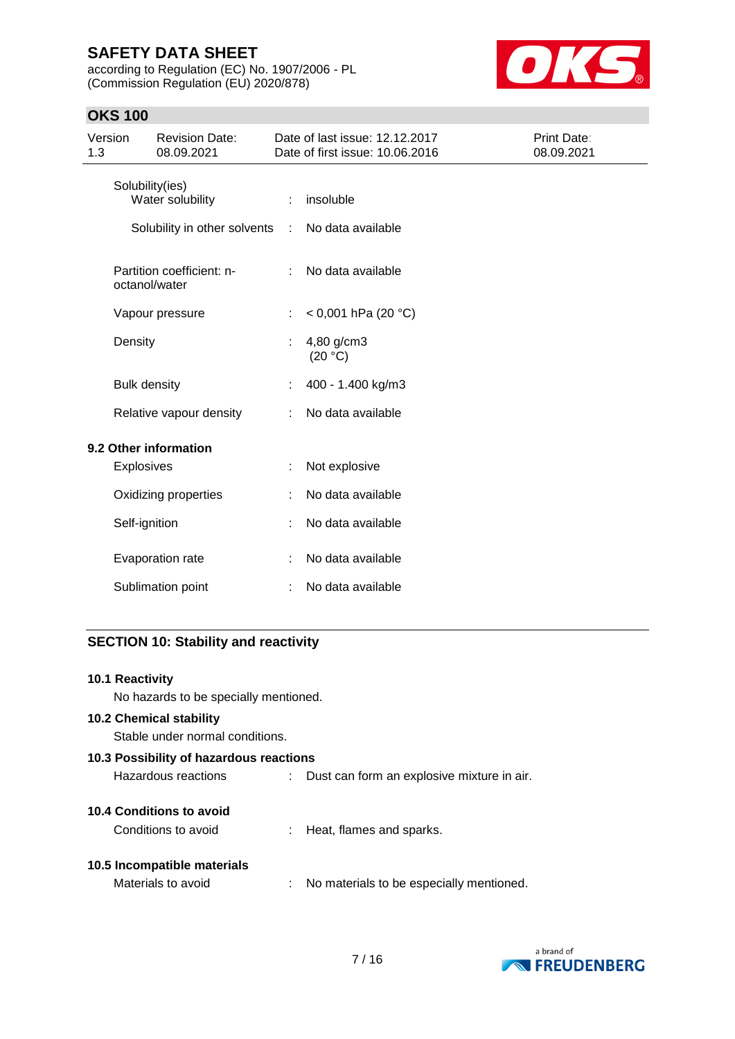| | | |
|---|---|---|
| Solubility(ies) | | |
| Water solubility | : | insoluble |
| Solubility in other solvents | : | No data available |
| Partition coefficient: n-octanol/water | : | No data available |
| Vapour pressure | : | < 0,001 hPa (20 °C) |
| Density | : | 4,80 g/cm3 (20 °C) |
| Bulk density | : | 400 - 1.400 kg/m3 |
| Relative vapour density | : | No data available |

**9.2 Other information**

| | | |
|---|---|---|
| Explosives | : | Not explosive |
| Oxidizing properties | : | No data available |
| Self-ignition | : | No data available |
| Evaporation rate | : | No data available |
| Sublimation point | : | No data available |

## SECTION 10: Stability and reactivity

**10.1 Reactivity**

No hazards to be specially mentioned.

**10.2 Chemical stability**

Stable under normal conditions.

**10.3 Possibility of hazardous reactions**

Hazardous reactions : Dust can form an explosive mixture in air.

**10.4 Conditions to avoid**

Conditions to avoid : Heat, flames and sparks.

**10.5 Incompatible materials**

Materials to avoid : No materials to be especially mentioned.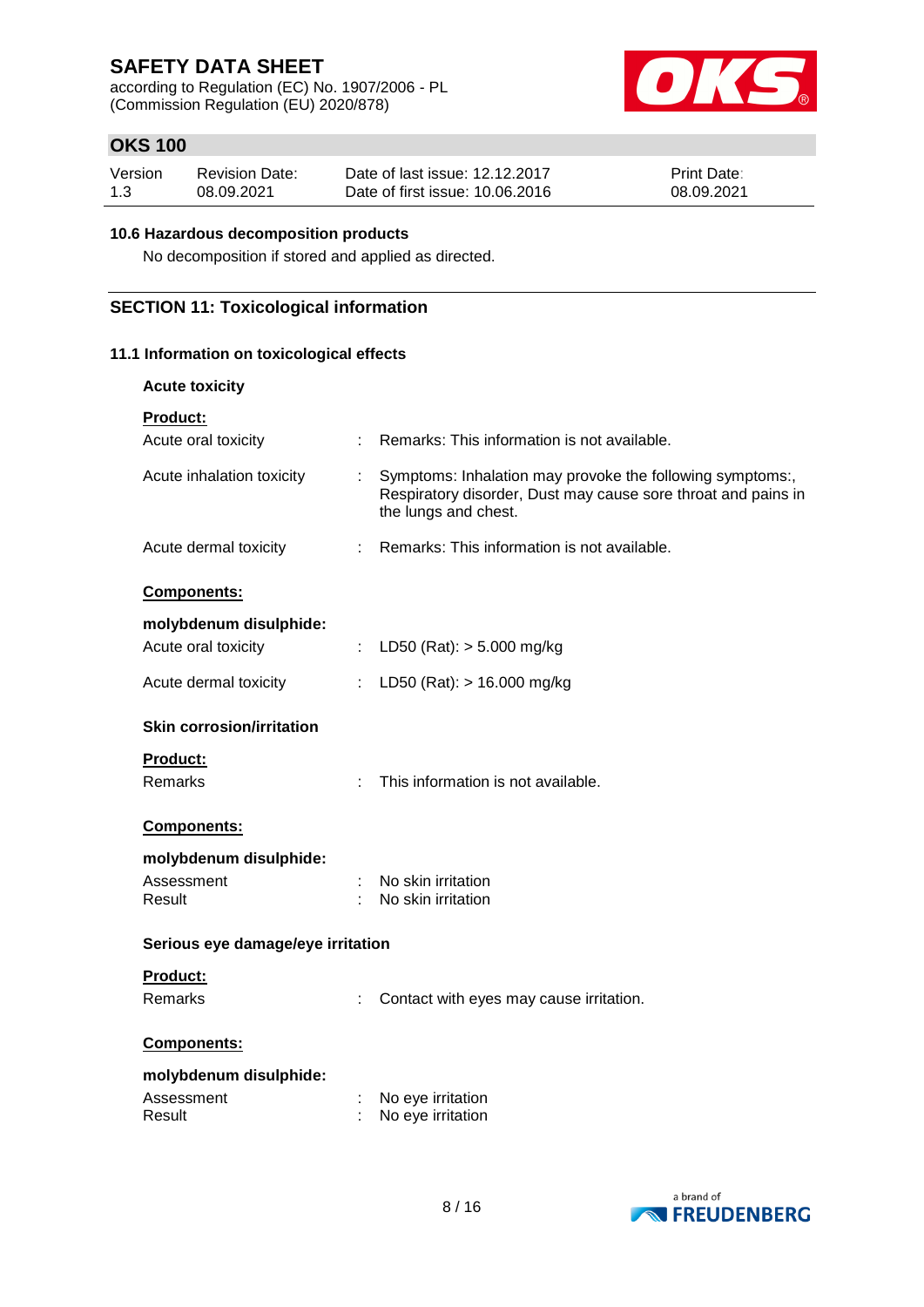### 10.6 Hazardous decomposition products

No decomposition if stored and applied as directed.

## SECTION 11: Toxicological information

### 11.1 Information on toxicological effects

**Acute toxicity**

**Product:**

| | | |
|---|---|---|
| Acute oral toxicity | : | Remarks: This information is not available. |
| Acute inhalation toxicity | : | Symptoms: Inhalation may provoke the following symptoms:, Respiratory disorder, Dust may cause sore throat and pains in the lungs and chest. |
| Acute dermal toxicity | : | Remarks: This information is not available. |

**Components:**

**molybdenum disulphide:**

| | | |
|---|---|---|
| Acute oral toxicity | : | LD50 (Rat): > 5.000 mg/kg |
| Acute dermal toxicity | : | LD50 (Rat): > 16.000 mg/kg |

**Skin corrosion/irritation**

**Product:**

| | | |
|---|---|---|
| Remarks | : | This information is not available. |

**Components:**

**molybdenum disulphide:**

| | | |
|---|---|---|
| Assessment | : | No skin irritation |
| Result | : | No skin irritation |

**Serious eye damage/eye irritation**

**Product:**

| | | |
|---|---|---|
| Remarks | : | Contact with eyes may cause irritation. |

**Components:**

**molybdenum disulphide:**

| | | |
|---|---|---|
| Assessment | : | No eye irritation |
| Result | : | No eye irritation |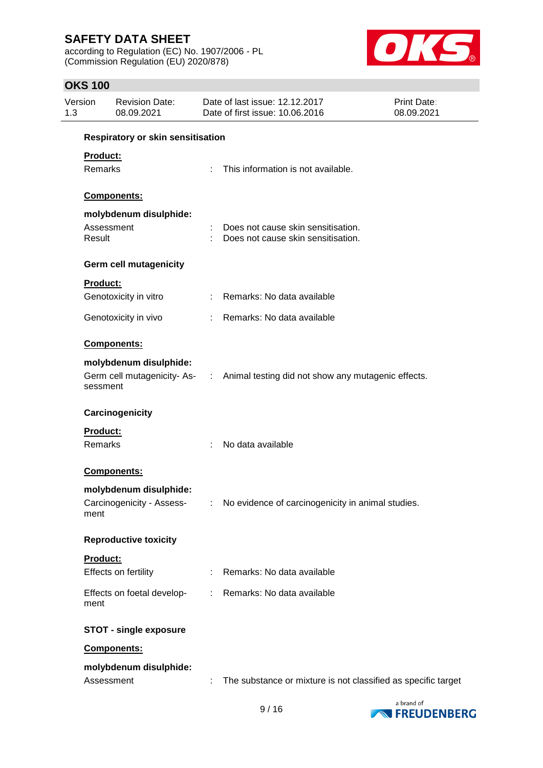**Respiratory or skin sensitisation**

**Product:**

Remarks : This information is not available.

**Components:**

**molybdenum disulphide:**

Assessment : Does not cause skin sensitisation.
Result : Does not cause skin sensitisation.

**Germ cell mutagenicity**

**Product:**

Genotoxicity in vitro : Remarks: No data available

Genotoxicity in vivo : Remarks: No data available

**Components:**

**molybdenum disulphide:**

Germ cell mutagenicity- Assessment : Animal testing did not show any mutagenic effects.

**Carcinogenicity**

**Product:**

Remarks : No data available

**Components:**

**molybdenum disulphide:**

Carcinogenicity - Assessment : No evidence of carcinogenicity in animal studies.

**Reproductive toxicity**

**Product:**

Effects on fertility : Remarks: No data available

Effects on foetal development : Remarks: No data available

**STOT - single exposure**

**Components:**

**molybdenum disulphide:**

Assessment : The substance or mixture is not classified as specific target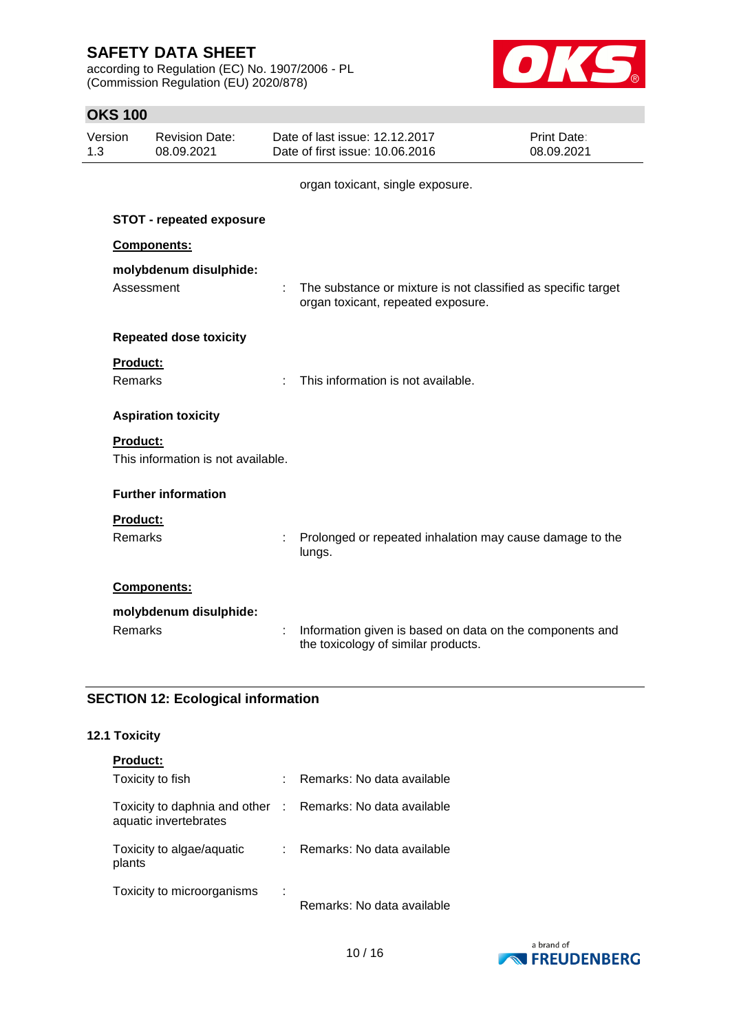organ toxicant, single exposure.

**STOT - repeated exposure**

**Components:**

**molybdenum disulphide:**

| | | |
|---|---|---|
| Assessment | : | The substance or mixture is not classified as specific target organ toxicant, repeated exposure. |

**Repeated dose toxicity**

**Product:**

| | | |
|---|---|---|
| Remarks | : | This information is not available. |

**Aspiration toxicity**

**Product:**

This information is not available.

**Further information**

**Product:**

| | | |
|---|---|---|
| Remarks | : | Prolonged or repeated inhalation may cause damage to the lungs. |

**Components:**

**molybdenum disulphide:**

| | | |
|---|---|---|
| Remarks | : | Information given is based on data on the components and the toxicology of similar products. |

## SECTION 12: Ecological information

### 12.1 Toxicity

**Product:**

| | | |
|---|---|---|
| Toxicity to fish | : | Remarks: No data available |
| Toxicity to daphnia and other aquatic invertebrates | : | Remarks: No data available |
| Toxicity to algae/aquatic plants | : | Remarks: No data available |
| Toxicity to microorganisms | : | Remarks: No data available |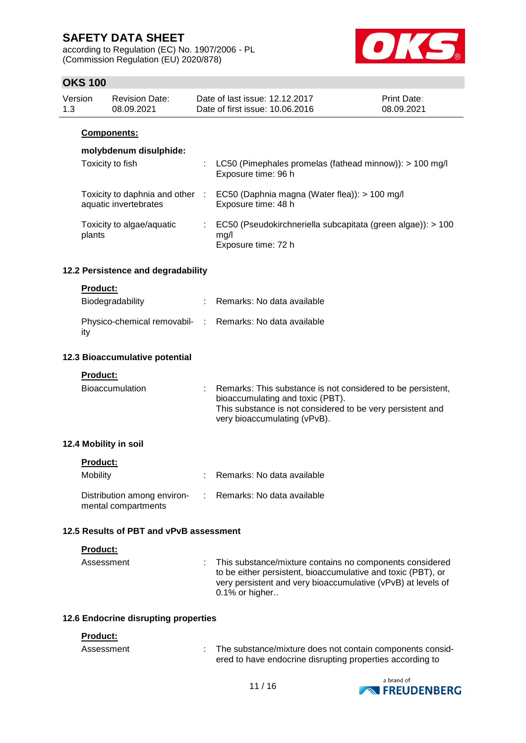**Components:**

**molybdenum disulphide:**

| | | |
|---|---|---|
| Toxicity to fish | : | LC50 (Pimephales promelas (fathead minnow)): > 100 mg/l<br>Exposure time: 96 h |
| Toxicity to daphnia and other aquatic invertebrates | : | EC50 (Daphnia magna (Water flea)): > 100 mg/l<br>Exposure time: 48 h |
| Toxicity to algae/aquatic plants | : | EC50 (Pseudokirchneriella subcapitata (green algae)): > 100 mg/l<br>Exposure time: 72 h |

### 12.2 Persistence and degradability

**Product:**

| | | |
|---|---|---|
| Biodegradability | : | Remarks: No data available |
| Physico-chemical removability | : | Remarks: No data available |

### 12.3 Bioaccumulative potential

**Product:**

| | | |
|---|---|---|
| Bioaccumulation | : | Remarks: This substance is not considered to be persistent, bioaccumulating and toxic (PBT).<br>This substance is not considered to be very persistent and very bioaccumulating (vPvB). |

### 12.4 Mobility in soil

**Product:**

| | | |
|---|---|---|
| Mobility | : | Remarks: No data available |
| Distribution among environmental compartments | : | Remarks: No data available |

### 12.5 Results of PBT and vPvB assessment

**Product:**

| | | |
|---|---|---|
| Assessment | : | This substance/mixture contains no components considered to be either persistent, bioaccumulative and toxic (PBT), or very persistent and very bioaccumulative (vPvB) at levels of 0.1% or higher.. |

### 12.6 Endocrine disrupting properties

**Product:**

| | | |
|---|---|---|
| Assessment | : | The substance/mixture does not contain components considered to have endocrine disrupting properties according to |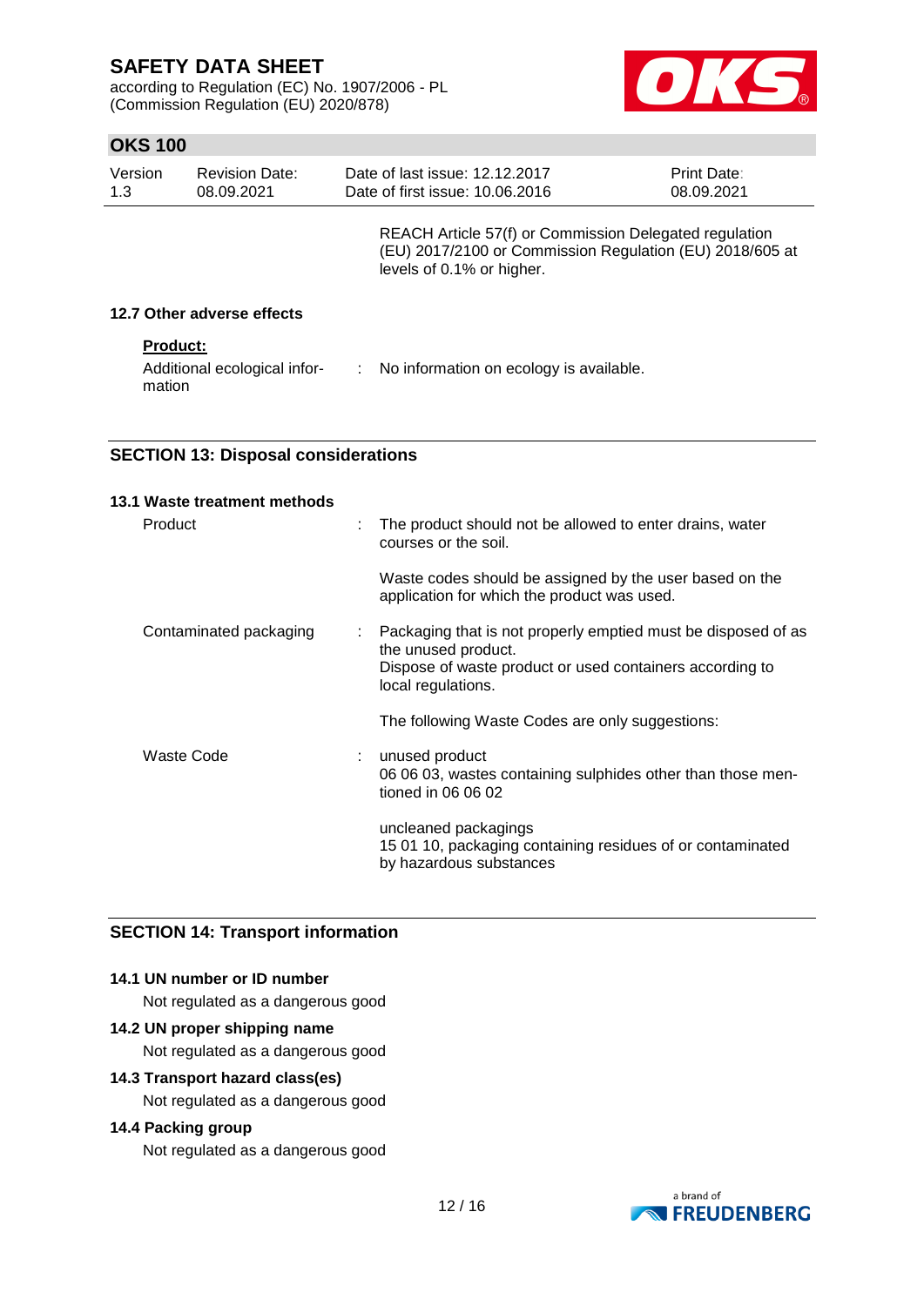REACH Article 57(f) or Commission Delegated regulation (EU) 2017/2100 or Commission Regulation (EU) 2018/605 at levels of 0.1% or higher.

### 12.7 Other adverse effects

**Product:**

Additional ecological information : No information on ecology is available.

## SECTION 13: Disposal considerations

### 13.1 Waste treatment methods

| | |
|---|---|
| Product | : The product should not be allowed to enter drains, water courses or the soil.<br><br>Waste codes should be assigned by the user based on the application for which the product was used. |
| Contaminated packaging | : Packaging that is not properly emptied must be disposed of as the unused product.<br>Dispose of waste product or used containers according to local regulations.<br><br>The following Waste Codes are only suggestions: |
| Waste Code | : unused product<br>06 06 03, wastes containing sulphides other than those mentioned in 06 06 02<br><br>uncleaned packagings<br>15 01 10, packaging containing residues of or contaminated by hazardous substances |

## SECTION 14: Transport information

### 14.1 UN number or ID number

Not regulated as a dangerous good

### 14.2 UN proper shipping name

Not regulated as a dangerous good

### 14.3 Transport hazard class(es)

Not regulated as a dangerous good

### 14.4 Packing group

Not regulated as a dangerous good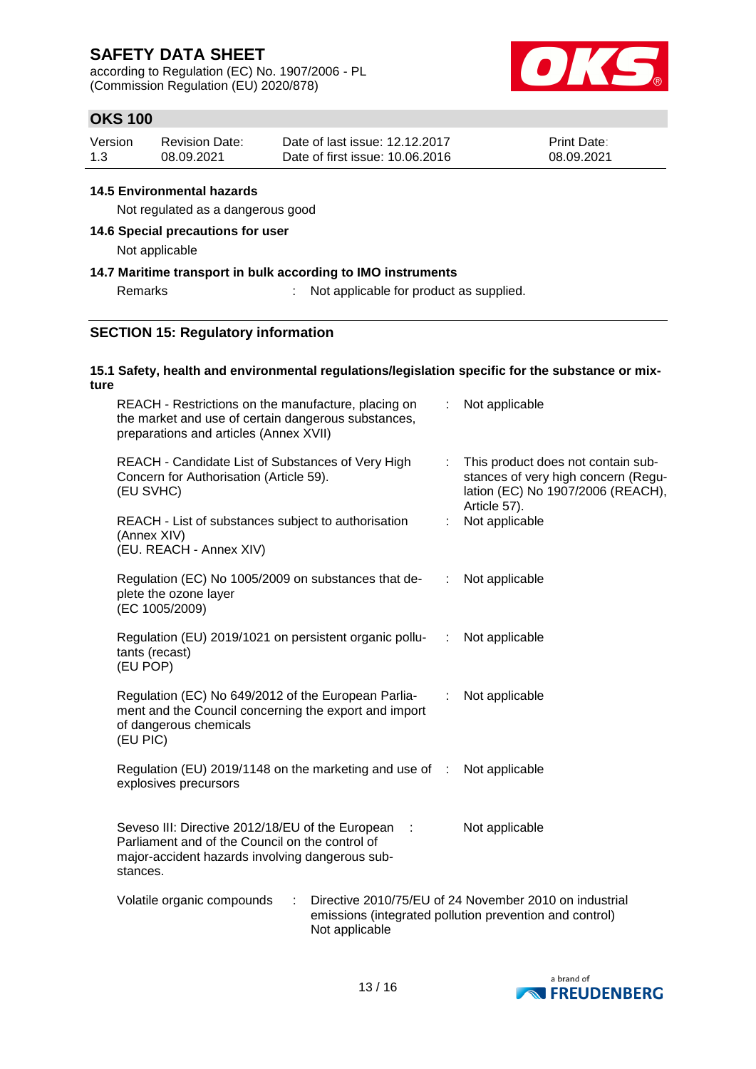### 14.5 Environmental hazards

Not regulated as a dangerous good

### 14.6 Special precautions for user

Not applicable

### 14.7 Maritime transport in bulk according to IMO instruments

Remarks : Not applicable for product as supplied.

## SECTION 15: Regulatory information

### 15.1 Safety, health and environmental regulations/legislation specific for the substance or mixture

| | | |
|---|---|---|
| REACH - Restrictions on the manufacture, placing on the market and use of certain dangerous substances, preparations and articles (Annex XVII) | : | Not applicable |
| REACH - Candidate List of Substances of Very High Concern for Authorisation (Article 59). (EU SVHC) | : | This product does not contain substances of very high concern (Regulation (EC) No 1907/2006 (REACH), Article 57). |
| REACH - List of substances subject to authorisation (Annex XIV) (EU. REACH - Annex XIV) | : | Not applicable |
| Regulation (EC) No 1005/2009 on substances that deplete the ozone layer (EC 1005/2009) | : | Not applicable |
| Regulation (EU) 2019/1021 on persistent organic pollutants (recast) (EU POP) | : | Not applicable |
| Regulation (EC) No 649/2012 of the European Parliament and the Council concerning the export and import of dangerous chemicals (EU PIC) | : | Not applicable |
| Regulation (EU) 2019/1148 on the marketing and use of explosives precursors | : | Not applicable |
| Seveso III: Directive 2012/18/EU of the European Parliament and of the Council on the control of major-accident hazards involving dangerous substances. | : | Not applicable |

Volatile organic compounds : Directive 2010/75/EU of 24 November 2010 on industrial emissions (integrated pollution prevention and control)
Not applicable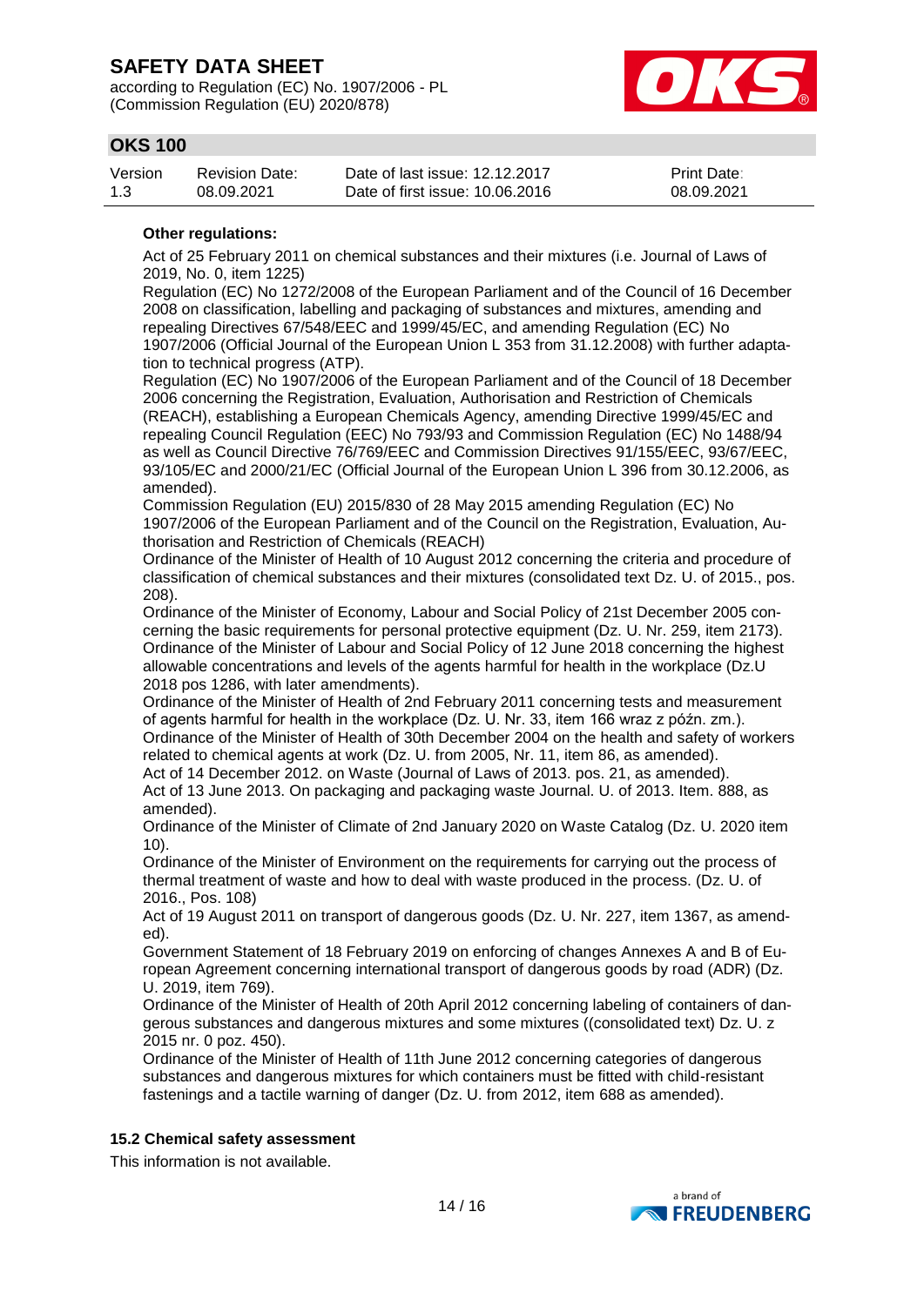**Other regulations:**

Act of 25 February 2011 on chemical substances and their mixtures (i.e. Journal of Laws of 2019, No. 0, item 1225)
Regulation (EC) No 1272/2008 of the European Parliament and of the Council of 16 December 2008 on classification, labelling and packaging of substances and mixtures, amending and repealing Directives 67/548/EEC and 1999/45/EC, and amending Regulation (EC) No 1907/2006 (Official Journal of the European Union L 353 from 31.12.2008) with further adaptation to technical progress (ATP).
Regulation (EC) No 1907/2006 of the European Parliament and of the Council of 18 December 2006 concerning the Registration, Evaluation, Authorisation and Restriction of Chemicals (REACH), establishing a European Chemicals Agency, amending Directive 1999/45/EC and repealing Council Regulation (EEC) No 793/93 and Commission Regulation (EC) No 1488/94 as well as Council Directive 76/769/EEC and Commission Directives 91/155/EEC, 93/67/EEC, 93/105/EC and 2000/21/EC (Official Journal of the European Union L 396 from 30.12.2006, as amended).
Commission Regulation (EU) 2015/830 of 28 May 2015 amending Regulation (EC) No 1907/2006 of the European Parliament and of the Council on the Registration, Evaluation, Authorisation and Restriction of Chemicals (REACH)
Ordinance of the Minister of Health of 10 August 2012 concerning the criteria and procedure of classification of chemical substances and their mixtures (consolidated text Dz. U. of 2015., pos. 208).
Ordinance of the Minister of Economy, Labour and Social Policy of 21st December 2005 concerning the basic requirements for personal protective equipment (Dz. U. Nr. 259, item 2173).
Ordinance of the Minister of Labour and Social Policy of 12 June 2018 concerning the highest allowable concentrations and levels of the agents harmful for health in the workplace (Dz.U 2018 pos 1286, with later amendments).
Ordinance of the Minister of Health of 2nd February 2011 concerning tests and measurement of agents harmful for health in the workplace (Dz. U. Nr. 33, item 166 wraz z późn. zm.).
Ordinance of the Minister of Health of 30th December 2004 on the health and safety of workers related to chemical agents at work (Dz. U. from 2005, Nr. 11, item 86, as amended).
Act of 14 December 2012. on Waste (Journal of Laws of 2013. pos. 21, as amended).
Act of 13 June 2013. On packaging and packaging waste Journal. U. of 2013. Item. 888, as amended).
Ordinance of the Minister of Climate of 2nd January 2020 on Waste Catalog (Dz. U. 2020 item 10).
Ordinance of the Minister of Environment on the requirements for carrying out the process of thermal treatment of waste and how to deal with waste produced in the process. (Dz. U. of 2016., Pos. 108)
Act of 19 August 2011 on transport of dangerous goods (Dz. U. Nr. 227, item 1367, as amended).
Government Statement of 18 February 2019 on enforcing of changes Annexes A and B of European Agreement concerning international transport of dangerous goods by road (ADR) (Dz. U. 2019, item 769).
Ordinance of the Minister of Health of 20th April 2012 concerning labeling of containers of dangerous substances and dangerous mixtures and some mixtures ((consolidated text) Dz. U. z 2015 nr. 0 poz. 450).
Ordinance of the Minister of Health of 11th June 2012 concerning categories of dangerous substances and dangerous mixtures for which containers must be fitted with child-resistant fastenings and a tactile warning of danger (Dz. U. from 2012, item 688 as amended).

### 15.2 Chemical safety assessment

This information is not available.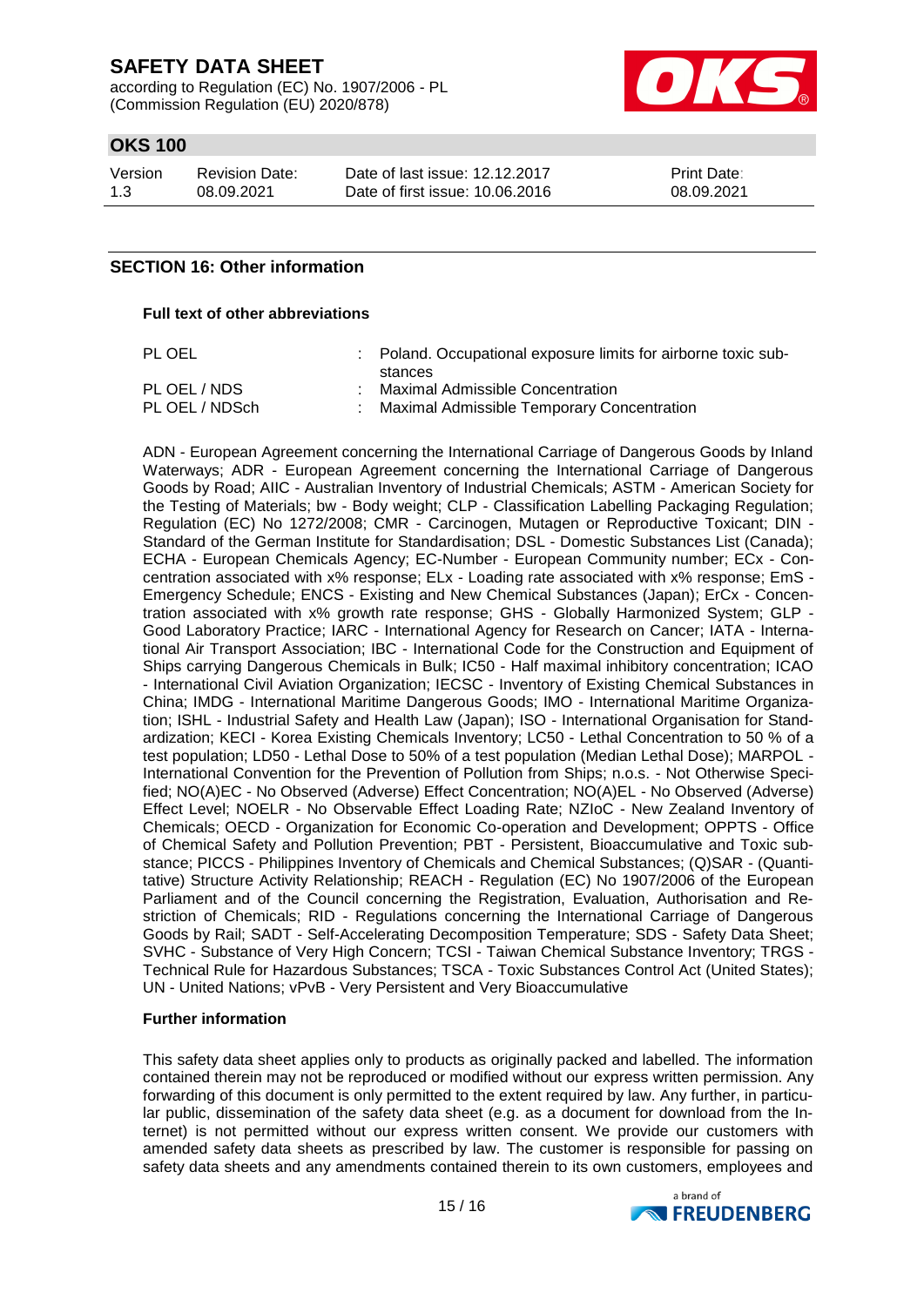## SECTION 16: Other information

**Full text of other abbreviations**

| | | |
|---|---|---|
| PL OEL | : | Poland. Occupational exposure limits for airborne toxic substances |
| PL OEL / NDS | : | Maximal Admissible Concentration |
| PL OEL / NDSch | : | Maximal Admissible Temporary Concentration |

ADN - European Agreement concerning the International Carriage of Dangerous Goods by Inland Waterways; ADR - European Agreement concerning the International Carriage of Dangerous Goods by Road; AIIC - Australian Inventory of Industrial Chemicals; ASTM - American Society for the Testing of Materials; bw - Body weight; CLP - Classification Labelling Packaging Regulation; Regulation (EC) No 1272/2008; CMR - Carcinogen, Mutagen or Reproductive Toxicant; DIN - Standard of the German Institute for Standardisation; DSL - Domestic Substances List (Canada); ECHA - European Chemicals Agency; EC-Number - European Community number; ECx - Concentration associated with x% response; ELx - Loading rate associated with x% response; EmS - Emergency Schedule; ENCS - Existing and New Chemical Substances (Japan); ErCx - Concentration associated with x% growth rate response; GHS - Globally Harmonized System; GLP - Good Laboratory Practice; IARC - International Agency for Research on Cancer; IATA - International Air Transport Association; IBC - International Code for the Construction and Equipment of Ships carrying Dangerous Chemicals in Bulk; IC50 - Half maximal inhibitory concentration; ICAO - International Civil Aviation Organization; IECSC - Inventory of Existing Chemical Substances in China; IMDG - International Maritime Dangerous Goods; IMO - International Maritime Organization; ISHL - Industrial Safety and Health Law (Japan); ISO - International Organisation for Standardization; KECI - Korea Existing Chemicals Inventory; LC50 - Lethal Concentration to 50 % of a test population; LD50 - Lethal Dose to 50% of a test population (Median Lethal Dose); MARPOL - International Convention for the Prevention of Pollution from Ships; n.o.s. - Not Otherwise Specified; NO(A)EC - No Observed (Adverse) Effect Concentration; NO(A)EL - No Observed (Adverse) Effect Level; NOELR - No Observable Effect Loading Rate; NZIoC - New Zealand Inventory of Chemicals; OECD - Organization for Economic Co-operation and Development; OPPTS - Office of Chemical Safety and Pollution Prevention; PBT - Persistent, Bioaccumulative and Toxic substance; PICCS - Philippines Inventory of Chemicals and Chemical Substances; (Q)SAR - (Quantitative) Structure Activity Relationship; REACH - Regulation (EC) No 1907/2006 of the European Parliament and of the Council concerning the Registration, Evaluation, Authorisation and Restriction of Chemicals; RID - Regulations concerning the International Carriage of Dangerous Goods by Rail; SADT - Self-Accelerating Decomposition Temperature; SDS - Safety Data Sheet; SVHC - Substance of Very High Concern; TCSI - Taiwan Chemical Substance Inventory; TRGS - Technical Rule for Hazardous Substances; TSCA - Toxic Substances Control Act (United States); UN - United Nations; vPvB - Very Persistent and Very Bioaccumulative

**Further information**

This safety data sheet applies only to products as originally packed and labelled. The information contained therein may not be reproduced or modified without our express written permission. Any forwarding of this document is only permitted to the extent required by law. Any further, in particular public, dissemination of the safety data sheet (e.g. as a document for download from the Internet) is not permitted without our express written consent. We provide our customers with amended safety data sheets as prescribed by law. The customer is responsible for passing on safety data sheets and any amendments contained therein to its own customers, employees and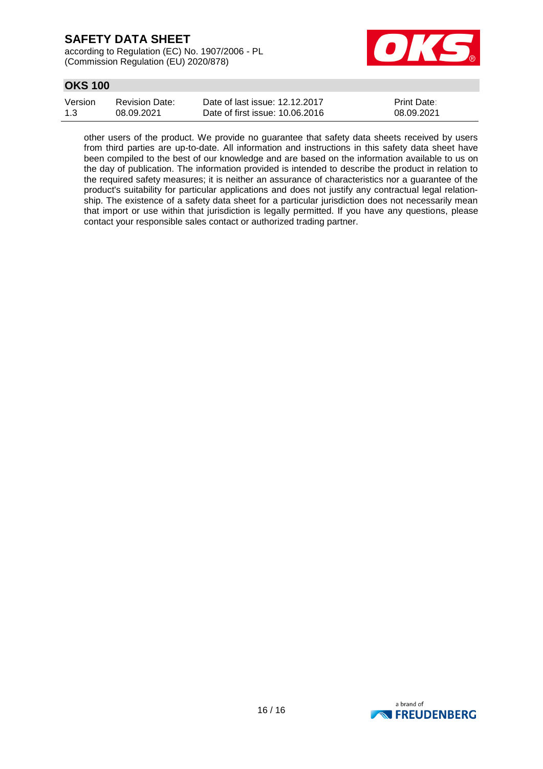other users of the product. We provide no guarantee that safety data sheets received by users from third parties are up-to-date. All information and instructions in this safety data sheet have been compiled to the best of our knowledge and are based on the information available to us on the day of publication. The information provided is intended to describe the product in relation to the required safety measures; it is neither an assurance of characteristics nor a guarantee of the product's suitability for particular applications and does not justify any contractual legal relationship. The existence of a safety data sheet for a particular jurisdiction does not necessarily mean that import or use within that jurisdiction is legally permitted. If you have any questions, please contact your responsible sales contact or authorized trading partner.